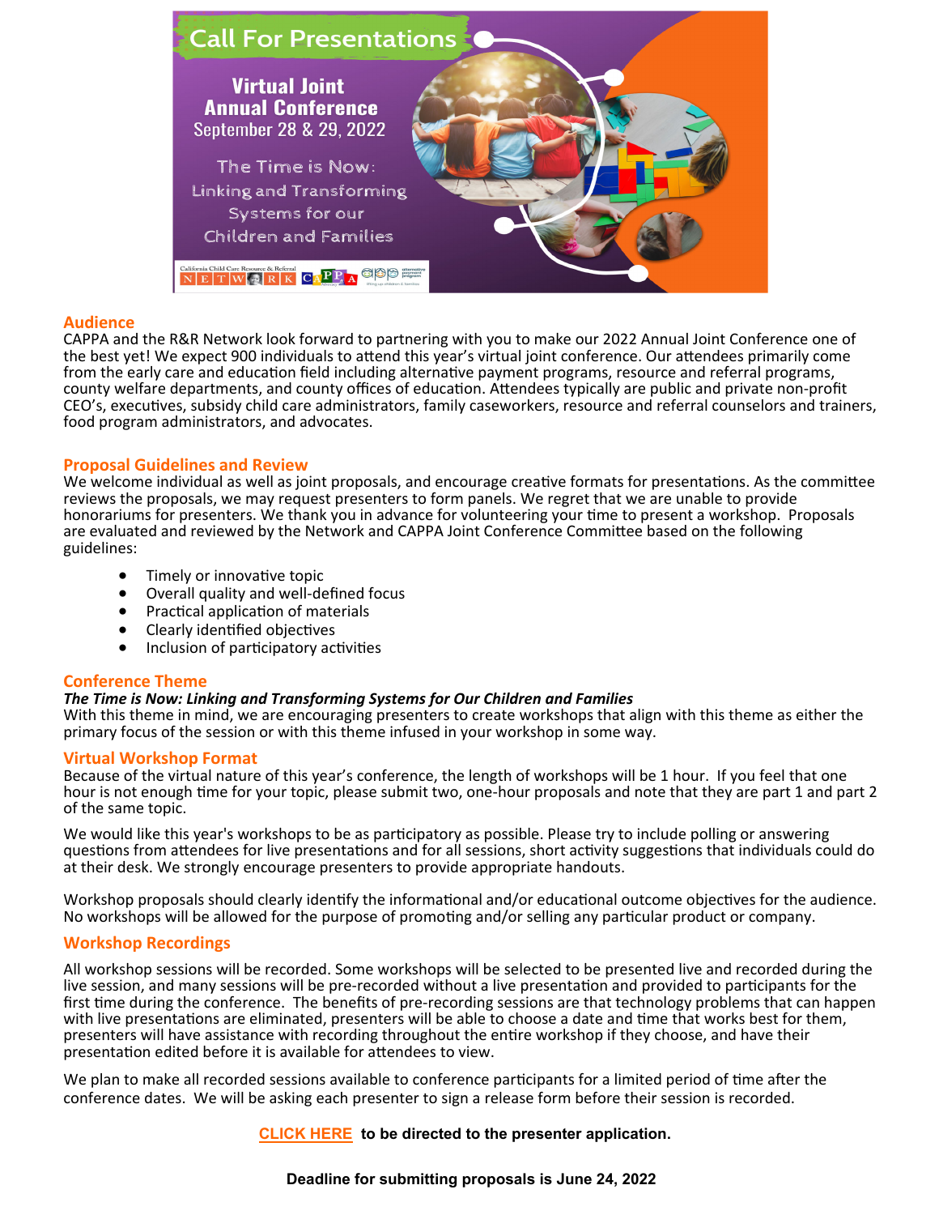# Call For Presentations

**Virtual Joint Annual Conference**
September 28 & 29, 2022

The Time is Now: Linking and Transforming Systems for our Children and Families

## Audience

CAPPA and the R&R Network look forward to partnering with you to make our 2022 Annual Joint Conference one of the best yet! We expect 900 individuals to attend this year's virtual joint conference. Our attendees primarily come from the early care and education field including alternative payment programs, resource and referral programs, county welfare departments, and county offices of education. Attendees typically are public and private non-profit CEO's, executives, subsidy child care administrators, family caseworkers, resource and referral counselors and trainers, food program administrators, and advocates.

## Proposal Guidelines and Review

We welcome individual as well as joint proposals, and encourage creative formats for presentations. As the committee reviews the proposals, we may request presenters to form panels. We regret that we are unable to provide honorariums for presenters. We thank you in advance for volunteering your time to present a workshop. Proposals are evaluated and reviewed by the Network and CAPPA Joint Conference Committee based on the following guidelines:

- Timely or innovative topic
- Overall quality and well-defined focus
- Practical application of materials
- Clearly identified objectives
- Inclusion of participatory activities

## Conference Theme

***The Time is Now: Linking and Transforming Systems for Our Children and Families***

With this theme in mind, we are encouraging presenters to create workshops that align with this theme as either the primary focus of the session or with this theme infused in your workshop in some way.

## Virtual Workshop Format

Because of the virtual nature of this year's conference, the length of workshops will be 1 hour. If you feel that one hour is not enough time for your topic, please submit two, one-hour proposals and note that they are part 1 and part 2 of the same topic.

We would like this year's workshops to be as participatory as possible. Please try to include polling or answering questions from attendees for live presentations and for all sessions, short activity suggestions that individuals could do at their desk. We strongly encourage presenters to provide appropriate handouts.

Workshop proposals should clearly identify the informational and/or educational outcome objectives for the audience. No workshops will be allowed for the purpose of promoting and/or selling any particular product or company.

## Workshop Recordings

All workshop sessions will be recorded. Some workshops will be selected to be presented live and recorded during the live session, and many sessions will be pre-recorded without a live presentation and provided to participants for the first time during the conference. The benefits of pre-recording sessions are that technology problems that can happen with live presentations are eliminated, presenters will be able to choose a date and time that works best for them, presenters will have assistance with recording throughout the entire workshop if they choose, and have their presentation edited before it is available for attendees to view.

We plan to make all recorded sessions available to conference participants for a limited period of time after the conference dates. We will be asking each presenter to sign a release form before their session is recorded.

**CLICK HERE to be directed to the presenter application.**

**Deadline for submitting proposals is June 24, 2022**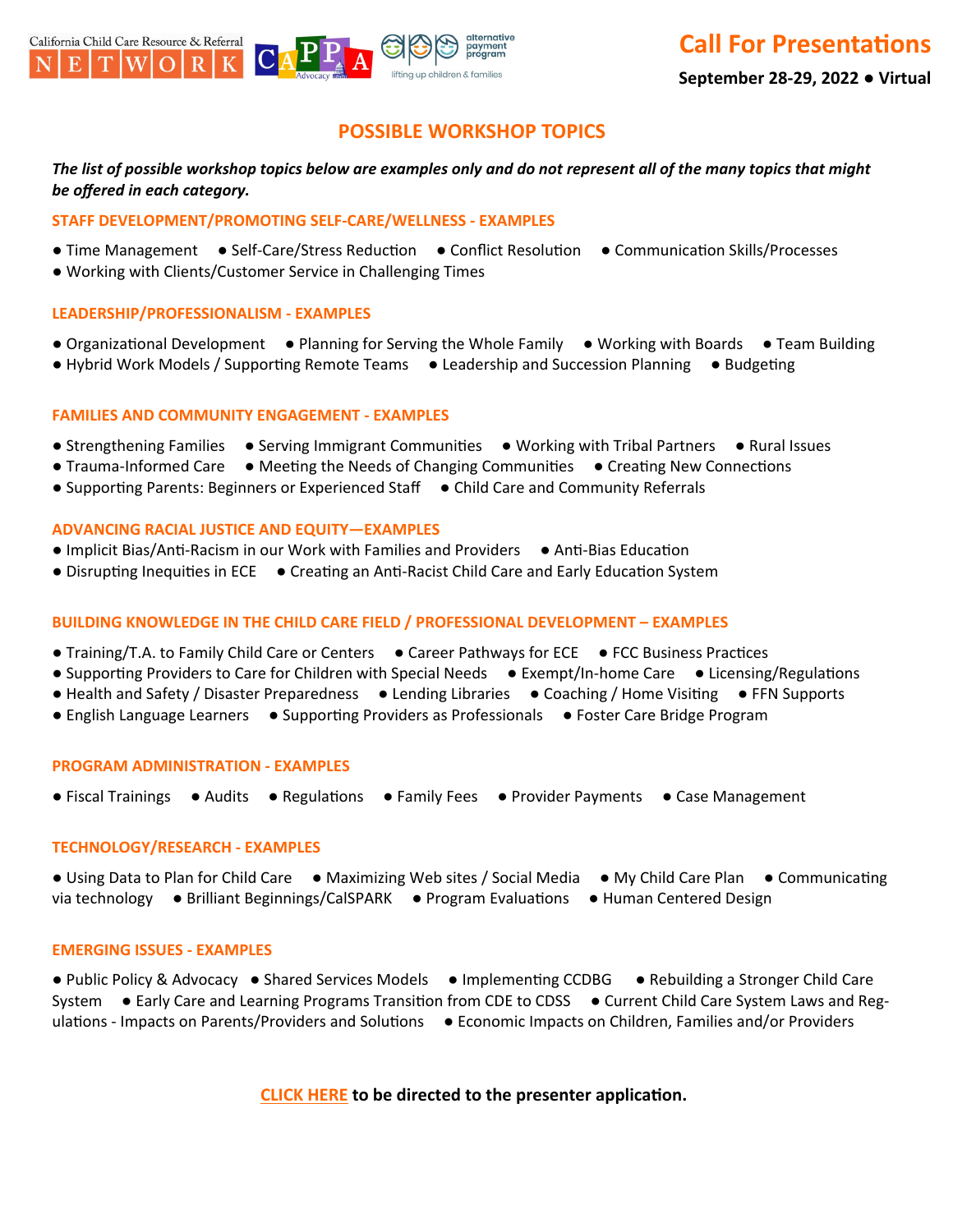California Child Care Resource & Referral NETWORK CAPPA alternative payment program lifting up children & families

# Call For Presentations

**September 28-29, 2022 ● Virtual**

## POSSIBLE WORKSHOP TOPICS

***The list of possible workshop topics below are examples only and do not represent all of the many topics that might be offered in each category.***

### STAFF DEVELOPMENT/PROMOTING SELF-CARE/WELLNESS - EXAMPLES

● Time Management ● Self-Care/Stress Reduction ● Conflict Resolution ● Communication Skills/Processes
● Working with Clients/Customer Service in Challenging Times

### LEADERSHIP/PROFESSIONALISM - EXAMPLES

● Organizational Development ● Planning for Serving the Whole Family ● Working with Boards ● Team Building
● Hybrid Work Models / Supporting Remote Teams ● Leadership and Succession Planning ● Budgeting

### FAMILIES AND COMMUNITY ENGAGEMENT - EXAMPLES

● Strengthening Families ● Serving Immigrant Communities ● Working with Tribal Partners ● Rural Issues
● Trauma-Informed Care ● Meeting the Needs of Changing Communities ● Creating New Connections
● Supporting Parents: Beginners or Experienced Staff ● Child Care and Community Referrals

### ADVANCING RACIAL JUSTICE AND EQUITY—EXAMPLES

● Implicit Bias/Anti-Racism in our Work with Families and Providers ● Anti-Bias Education
● Disrupting Inequities in ECE ● Creating an Anti-Racist Child Care and Early Education System

### BUILDING KNOWLEDGE IN THE CHILD CARE FIELD / PROFESSIONAL DEVELOPMENT – EXAMPLES

● Training/T.A. to Family Child Care or Centers ● Career Pathways for ECE ● FCC Business Practices
● Supporting Providers to Care for Children with Special Needs ● Exempt/In-home Care ● Licensing/Regulations
● Health and Safety / Disaster Preparedness ● Lending Libraries ● Coaching / Home Visiting ● FFN Supports
● English Language Learners ● Supporting Providers as Professionals ● Foster Care Bridge Program

### PROGRAM ADMINISTRATION - EXAMPLES

● Fiscal Trainings ● Audits ● Regulations ● Family Fees ● Provider Payments ● Case Management

### TECHNOLOGY/RESEARCH - EXAMPLES

● Using Data to Plan for Child Care ● Maximizing Web sites / Social Media ● My Child Care Plan ● Communicating via technology ● Brilliant Beginnings/CalSPARK ● Program Evaluations ● Human Centered Design

### EMERGING ISSUES - EXAMPLES

● Public Policy & Advocacy ● Shared Services Models ● Implementing CCDBG ● Rebuilding a Stronger Child Care System ● Early Care and Learning Programs Transition from CDE to CDSS ● Current Child Care System Laws and Regulations - Impacts on Parents/Providers and Solutions ● Economic Impacts on Children, Families and/or Providers

**CLICK HERE to be directed to the presenter application.**